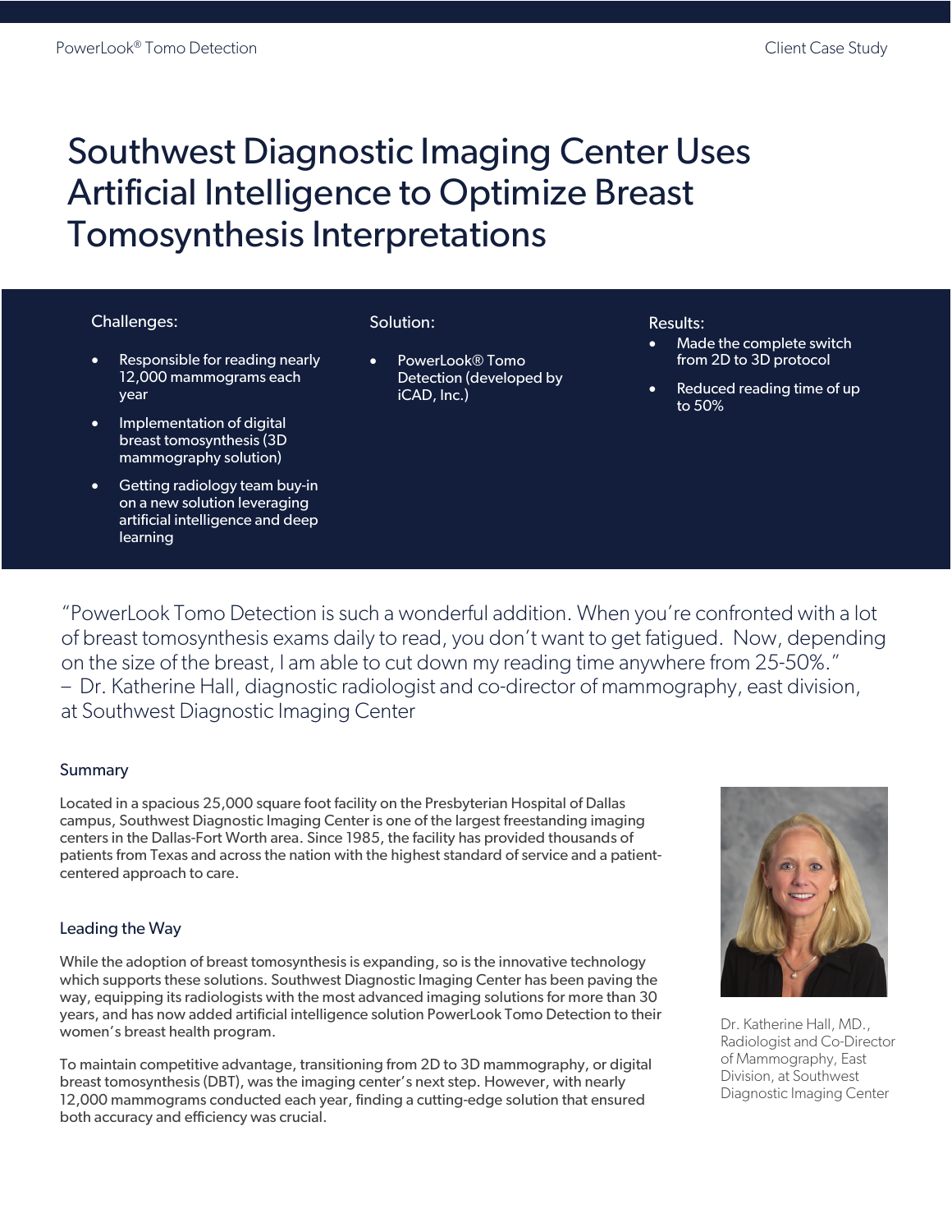# Southwest Diagnostic Imaging Center Uses Artificial Intelligence to Optimize Breast Tomosynthesis Interpretations

**Challenges:**

- Responsible for reading nearly 12,000 mammograms each year
- Implementation of digital breast tomosynthesis (3D mammography solution)
- Getting radiology team buy-in on a new solution leveraging artificial intelligence and deep learning

**Solution:**

- PowerLook® Tomo Detection (developed by iCAD, Inc.)

**Results:**

- Made the complete switch from 2D to 3D protocol
- Reduced reading time of up to 50%

"PowerLook Tomo Detection is such a wonderful addition. When you're confronted with a lot of breast tomosynthesis exams daily to read, you don't want to get fatigued. Now, depending on the size of the breast, I am able to cut down my reading time anywhere from 25-50%."
– Dr. Katherine Hall, diagnostic radiologist and co-director of mammography, east division, at Southwest Diagnostic Imaging Center

## Summary

Located in a spacious 25,000 square foot facility on the Presbyterian Hospital of Dallas campus, Southwest Diagnostic Imaging Center is one of the largest freestanding imaging centers in the Dallas-Fort Worth area. Since 1985, the facility has provided thousands of patients from Texas and across the nation with the highest standard of service and a patient-centered approach to care.

## Leading the Way

While the adoption of breast tomosynthesis is expanding, so is the innovative technology which supports these solutions. Southwest Diagnostic Imaging Center has been paving the way, equipping its radiologists with the most advanced imaging solutions for more than 30 years, and has now added artificial intelligence solution PowerLook Tomo Detection to their women's breast health program.

To maintain competitive advantage, transitioning from 2D to 3D mammography, or digital breast tomosynthesis (DBT), was the imaging center's next step. However, with nearly 12,000 mammograms conducted each year, finding a cutting-edge solution that ensured both accuracy and efficiency was crucial.

Dr. Katherine Hall, MD., Radiologist and Co-Director of Mammography, East Division, at Southwest Diagnostic Imaging Center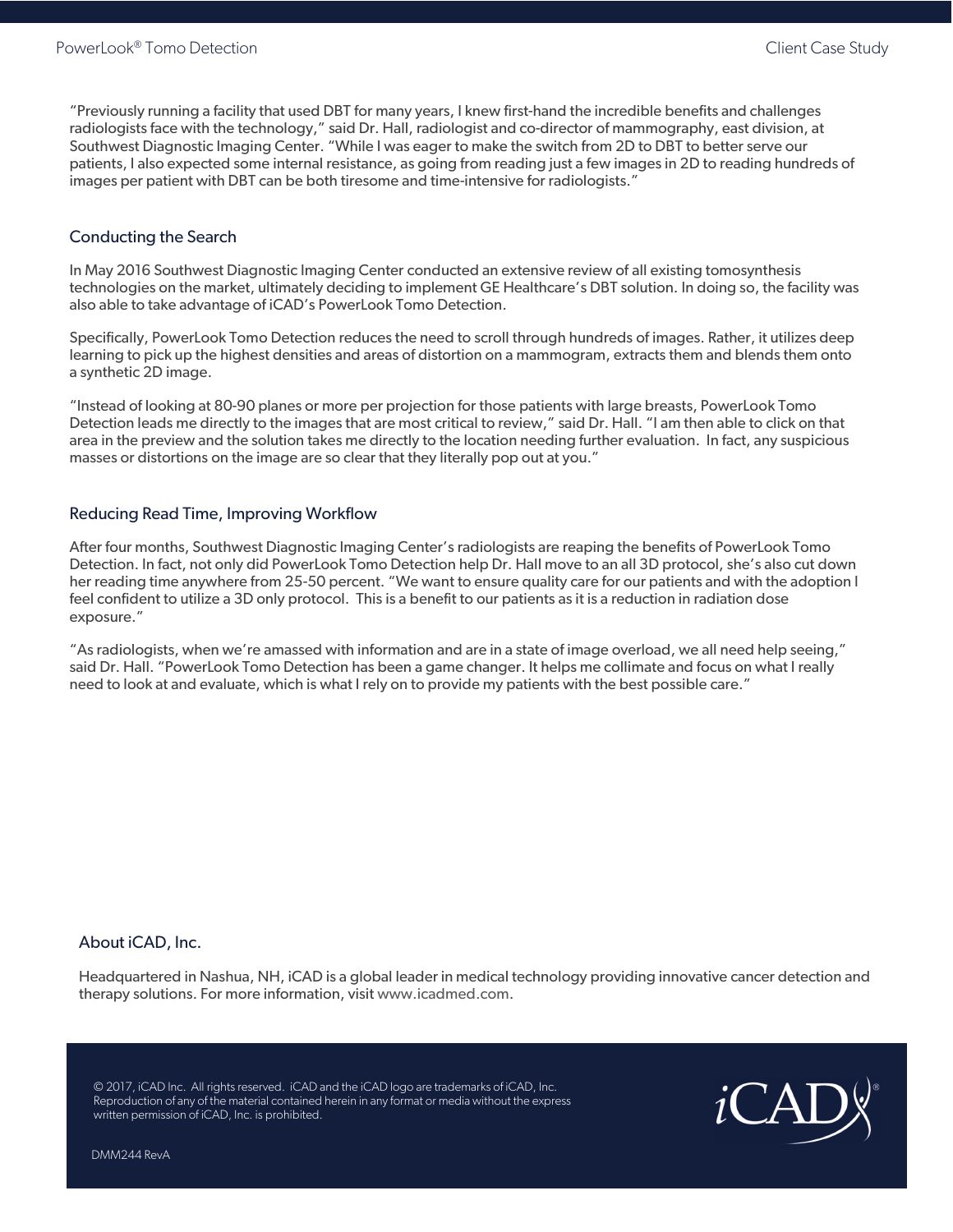"Previously running a facility that used DBT for many years, I knew first-hand the incredible benefits and challenges radiologists face with the technology," said Dr. Hall, radiologist and co-director of mammography, east division, at Southwest Diagnostic Imaging Center. "While I was eager to make the switch from 2D to DBT to better serve our patients, I also expected some internal resistance, as going from reading just a few images in 2D to reading hundreds of images per patient with DBT can be both tiresome and time-intensive for radiologists."

## Conducting the Search

In May 2016 Southwest Diagnostic Imaging Center conducted an extensive review of all existing tomosynthesis technologies on the market, ultimately deciding to implement GE Healthcare's DBT solution. In doing so, the facility was also able to take advantage of iCAD's PowerLook Tomo Detection.

Specifically, PowerLook Tomo Detection reduces the need to scroll through hundreds of images. Rather, it utilizes deep learning to pick up the highest densities and areas of distortion on a mammogram, extracts them and blends them onto a synthetic 2D image.

"Instead of looking at 80-90 planes or more per projection for those patients with large breasts, PowerLook Tomo Detection leads me directly to the images that are most critical to review," said Dr. Hall. "I am then able to click on that area in the preview and the solution takes me directly to the location needing further evaluation. In fact, any suspicious masses or distortions on the image are so clear that they literally pop out at you."

## Reducing Read Time, Improving Workflow

After four months, Southwest Diagnostic Imaging Center's radiologists are reaping the benefits of PowerLook Tomo Detection. In fact, not only did PowerLook Tomo Detection help Dr. Hall move to an all 3D protocol, she's also cut down her reading time anywhere from 25-50 percent. "We want to ensure quality care for our patients and with the adoption I feel confident to utilize a 3D only protocol. This is a benefit to our patients as it is a reduction in radiation dose exposure."

"As radiologists, when we're amassed with information and are in a state of image overload, we all need help seeing," said Dr. Hall. "PowerLook Tomo Detection has been a game changer. It helps me collimate and focus on what I really need to look at and evaluate, which is what I rely on to provide my patients with the best possible care."

## About iCAD, Inc.

Headquartered in Nashua, NH, iCAD is a global leader in medical technology providing innovative cancer detection and therapy solutions. For more information, visit www.icadmed.com.

© 2017, iCAD Inc. All rights reserved. iCAD and the iCAD logo are trademarks of iCAD, Inc. Reproduction of any of the material contained herein in any format or media without the express written permission of iCAD, Inc. is prohibited.

DMM244 RevA